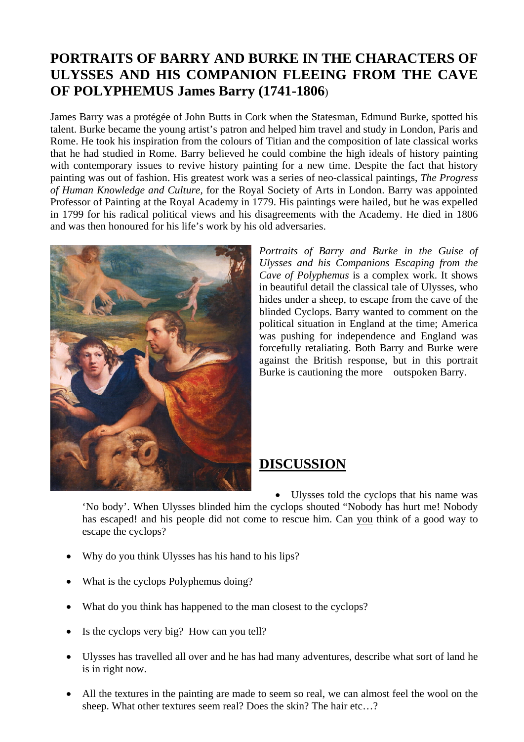# PORTRAITS OF BARRY AND BURKE IN THE CHARACTERS OF ULYSSES AND HIS COMPANION FLEEING FROM THE CAVE OF POLYPHEMUS James Barry (1741-1806)

James Barry was a protégée of John Butts in Cork when the Statesman, Edmund Burke, spotted his talent. Burke became the young artist's patron and helped him travel and study in London, Paris and Rome. He took his inspiration from the colours of Titian and the composition of late classical works that he had studied in Rome. Barry believed he could combine the high ideals of history painting with contemporary issues to revive history painting for a new time. Despite the fact that history painting was out of fashion. His greatest work was a series of neo-classical paintings, *The Progress of Human Knowledge and Culture,* for the Royal Society of Arts in London. Barry was appointed Professor of Painting at the Royal Academy in 1779. His paintings were hailed, but he was expelled in 1799 for his radical political views and his disagreements with the Academy. He died in 1806 and was then honoured for his life's work by his old adversaries.

*Portraits of Barry and Burke in the Guise of Ulysses and his Companions Escaping from the Cave of Polyphemus* is a complex work. It shows in beautiful detail the classical tale of Ulysses, who hides under a sheep, to escape from the cave of the blinded Cyclops. Barry wanted to comment on the political situation in England at the time; America was pushing for independence and England was forcefully retaliating. Both Barry and Burke were against the British response, but in this portrait Burke is cautioning the more outspoken Barry.

## DISCUSSION

- Ulysses told the cyclops that his name was 'No body'. When Ulysses blinded him the cyclops shouted "Nobody has hurt me! Nobody has escaped! and his people did not come to rescue him. Can <u>you</u> think of a good way to escape the cyclops?
- Why do you think Ulysses has his hand to his lips?
- What is the cyclops Polyphemus doing?
- What do you think has happened to the man closest to the cyclops?
- Is the cyclops very big? How can you tell?
- Ulysses has travelled all over and he has had many adventures, describe what sort of land he is in right now.
- All the textures in the painting are made to seem so real, we can almost feel the wool on the sheep. What other textures seem real? Does the skin? The hair etc…?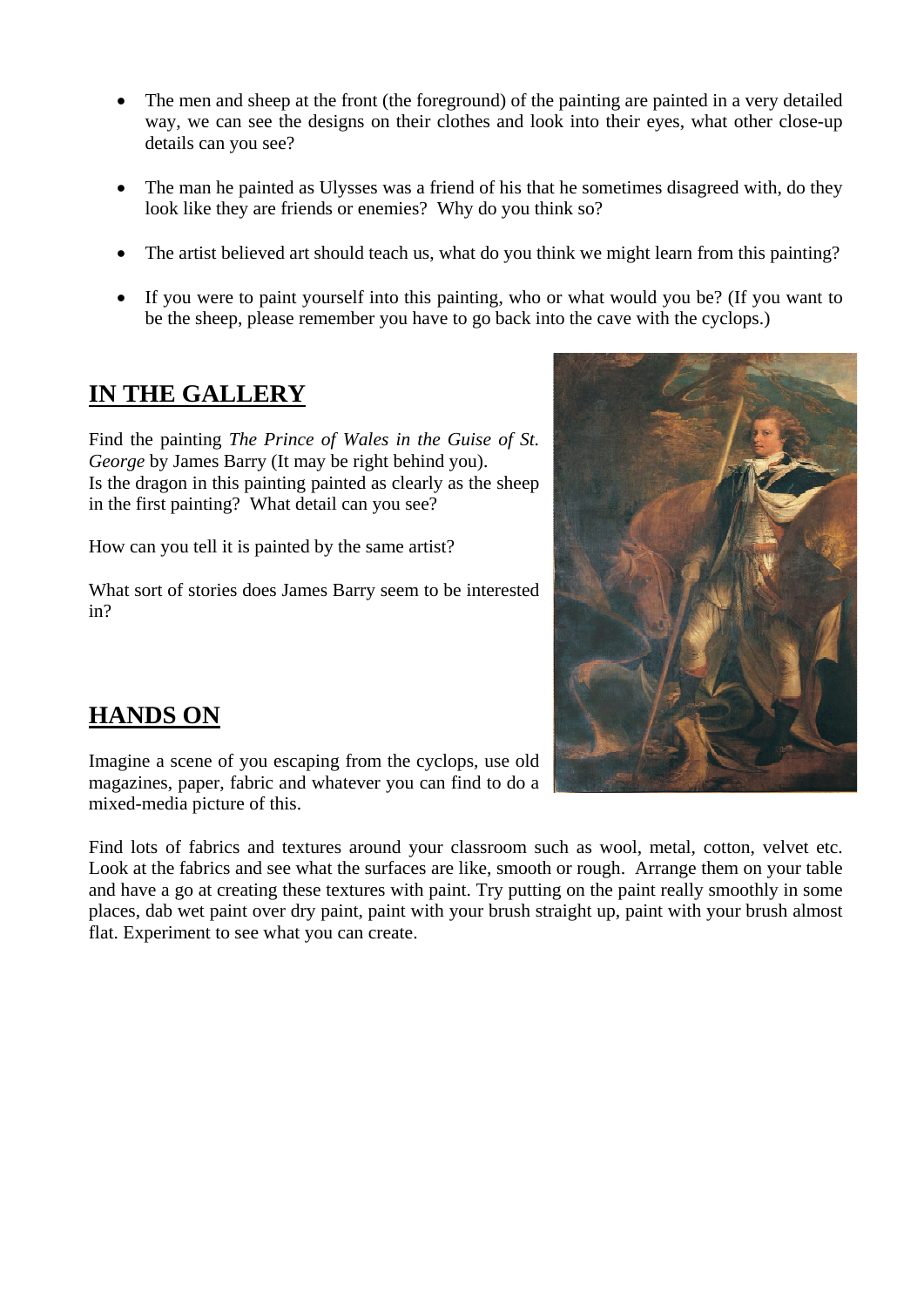- The men and sheep at the front (the foreground) of the painting are painted in a very detailed way, we can see the designs on their clothes and look into their eyes, what other close-up details can you see?

- The man he painted as Ulysses was a friend of his that he sometimes disagreed with, do they look like they are friends or enemies? Why do you think so?

- The artist believed art should teach us, what do you think we might learn from this painting?

- If you were to paint yourself into this painting, who or what would you be? (If you want to be the sheep, please remember you have to go back into the cave with the cyclops.)

## IN THE GALLERY

Find the painting *The Prince of Wales in the Guise of St. George* by James Barry (It may be right behind you).
Is the dragon in this painting painted as clearly as the sheep in the first painting? What detail can you see?

How can you tell it is painted by the same artist?

What sort of stories does James Barry seem to be interested in?

## HANDS ON

Imagine a scene of you escaping from the cyclops, use old magazines, paper, fabric and whatever you can find to do a mixed-media picture of this.

Find lots of fabrics and textures around your classroom such as wool, metal, cotton, velvet etc. Look at the fabrics and see what the surfaces are like, smooth or rough. Arrange them on your table and have a go at creating these textures with paint. Try putting on the paint really smoothly in some places, dab wet paint over dry paint, paint with your brush straight up, paint with your brush almost flat. Experiment to see what you can create.